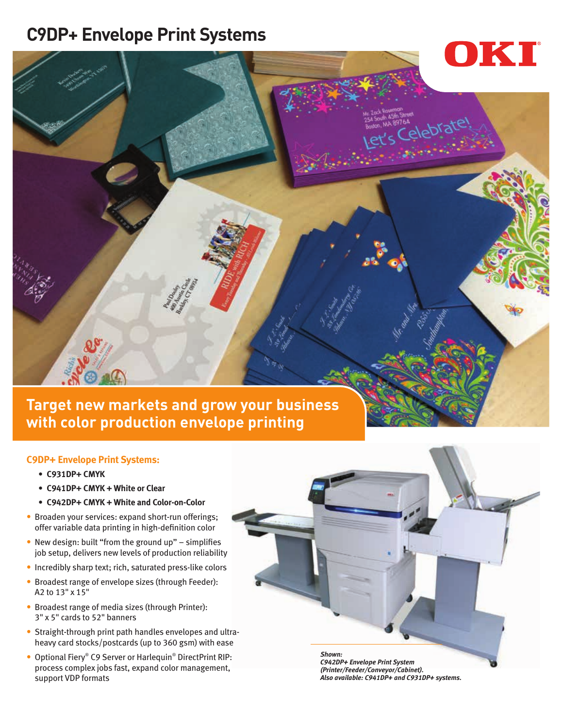# C9DP+ Envelope Print Systems

OKI

## Target new markets and grow your business with color production envelope printing

### C9DP+ Envelope Print Systems:

- **C931DP+ CMYK**
- **C941DP+ CMYK + White or Clear**
- **C942DP+ CMYK + White and Color-on-Color**

- Broaden your services: expand short-run offerings; offer variable data printing in high-definition color
- New design: built "from the ground up" – simplifies job setup, delivers new levels of production reliability
- Incredibly sharp text; rich, saturated press-like colors
- Broadest range of envelope sizes (through Feeder): A2 to 13" x 15"
- Broadest range of media sizes (through Printer): 3" x 5" cards to 52" banners
- Straight-through print path handles envelopes and ultra-heavy card stocks/postcards (up to 360 gsm) with ease
- Optional Fiery® C9 Server or Harlequin® DirectPrint RIP: process complex jobs fast, expand color management, support VDP formats

***Shown:***
***C942DP+ Envelope Print System (Printer/Feeder/Conveyor/Cabinet).***
***Also available: C941DP+ and C931DP+ systems.***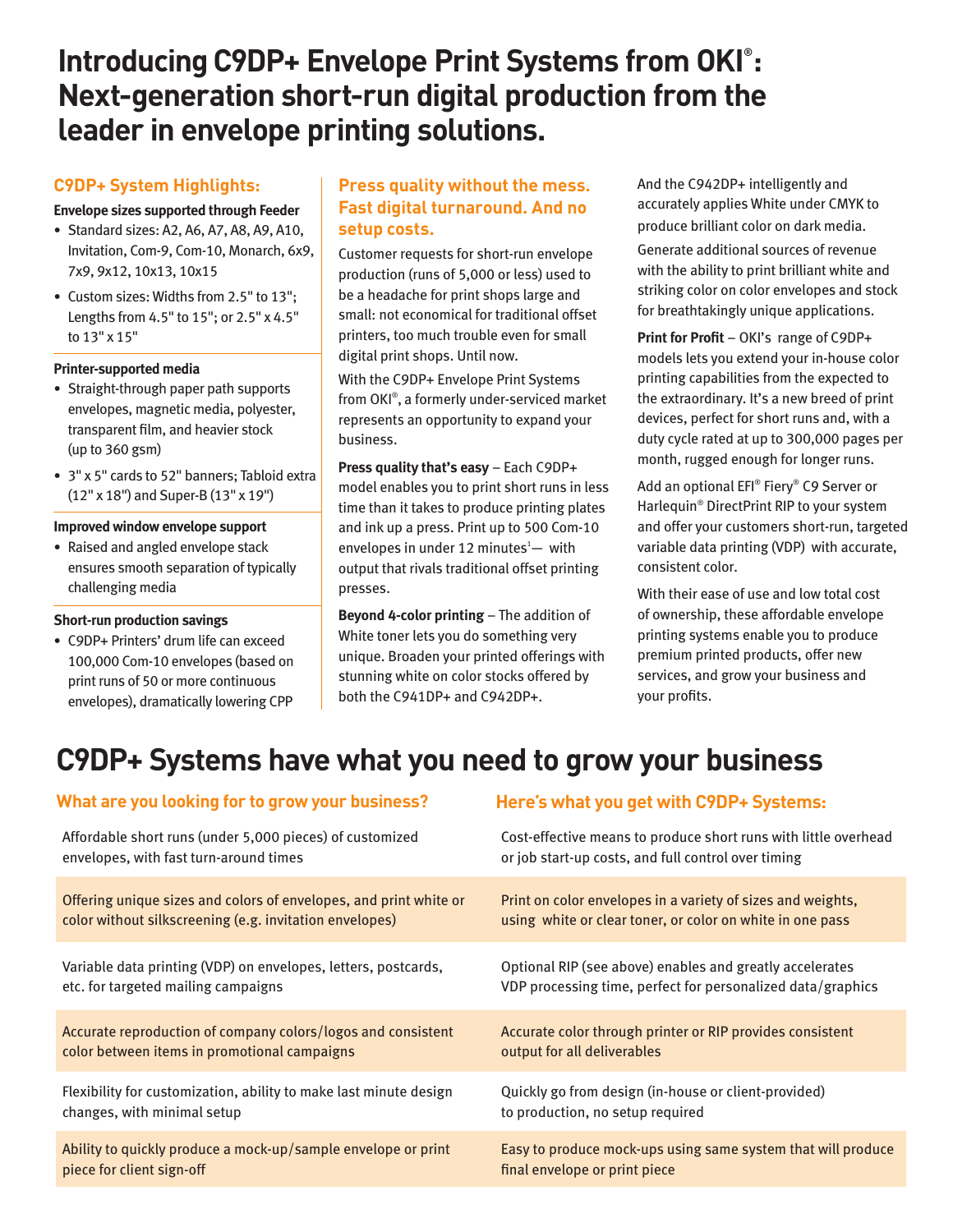# Introducing C9DP+ Envelope Print Systems from OKI®: Next-generation short-run digital production from the leader in envelope printing solutions.

## C9DP+ System Highlights:

**Envelope sizes supported through Feeder**

- Standard sizes: A2, A6, A7, A8, A9, A10, Invitation, Com-9, Com-10, Monarch, 6x9, 7x9, 9x12, 10x13, 10x15
- Custom sizes: Widths from 2.5" to 13"; Lengths from 4.5" to 15"; or 2.5" x 4.5" to 13" x 15"

**Printer-supported media**

- Straight-through paper path supports envelopes, magnetic media, polyester, transparent film, and heavier stock (up to 360 gsm)
- 3" x 5" cards to 52" banners; Tabloid extra (12" x 18") and Super-B (13" x 19")

**Improved window envelope support**

- Raised and angled envelope stack ensures smooth separation of typically challenging media

**Short-run production savings**

- C9DP+ Printers' drum life can exceed 100,000 Com-10 envelopes (based on print runs of 50 or more continuous envelopes), dramatically lowering CPP

## Press quality without the mess. Fast digital turnaround. And no setup costs.

Customer requests for short-run envelope production (runs of 5,000 or less) used to be a headache for print shops large and small: not economical for traditional offset printers, too much trouble even for small digital print shops. Until now.

With the C9DP+ Envelope Print Systems from OKI®, a formerly under-serviced market represents an opportunity to expand your business.

**Press quality that's easy** – Each C9DP+ model enables you to print short runs in less time than it takes to produce printing plates and ink up a press. Print up to 500 Com-10 envelopes in under 12 minutes[1]— with output that rivals traditional offset printing presses.

**Beyond 4-color printing** – The addition of White toner lets you do something very unique. Broaden your printed offerings with stunning white on color stocks offered by both the C941DP+ and C942DP+.

And the C942DP+ intelligently and accurately applies White under CMYK to produce brilliant color on dark media.

Generate additional sources of revenue with the ability to print brilliant white and striking color on color envelopes and stock for breathtakingly unique applications.

**Print for Profit** – OKI's range of C9DP+ models lets you extend your in-house color printing capabilities from the expected to the extraordinary. It's a new breed of print devices, perfect for short runs and, with a duty cycle rated at up to 300,000 pages per month, rugged enough for longer runs.

Add an optional EFI® Fiery® C9 Server or Harlequin® DirectPrint RIP to your system and offer your customers short-run, targeted variable data printing (VDP) with accurate, consistent color.

With their ease of use and low total cost of ownership, these affordable envelope printing systems enable you to produce premium printed products, offer new services, and grow your business and your profits.

# C9DP+ Systems have what you need to grow your business

| What are you looking for to grow your business? | Here's what you get with C9DP+ Systems: |
|---|---|
| Affordable short runs (under 5,000 pieces) of customized envelopes, with fast turn-around times | Cost-effective means to produce short runs with little overhead or job start-up costs, and full control over timing |
| Offering unique sizes and colors of envelopes, and print white or color without silkscreening (e.g. invitation envelopes) | Print on color envelopes in a variety of sizes and weights, using white or clear toner, or color on white in one pass |
| Variable data printing (VDP) on envelopes, letters, postcards, etc. for targeted mailing campaigns | Optional RIP (see above) enables and greatly accelerates VDP processing time, perfect for personalized data/graphics |
| Accurate reproduction of company colors/logos and consistent color between items in promotional campaigns | Accurate color through printer or RIP provides consistent output for all deliverables |
| Flexibility for customization, ability to make last minute design changes, with minimal setup | Quickly go from design (in-house or client-provided) to production, no setup required |
| Ability to quickly produce a mock-up/sample envelope or print piece for client sign-off | Easy to produce mock-ups using same system that will produce final envelope or print piece |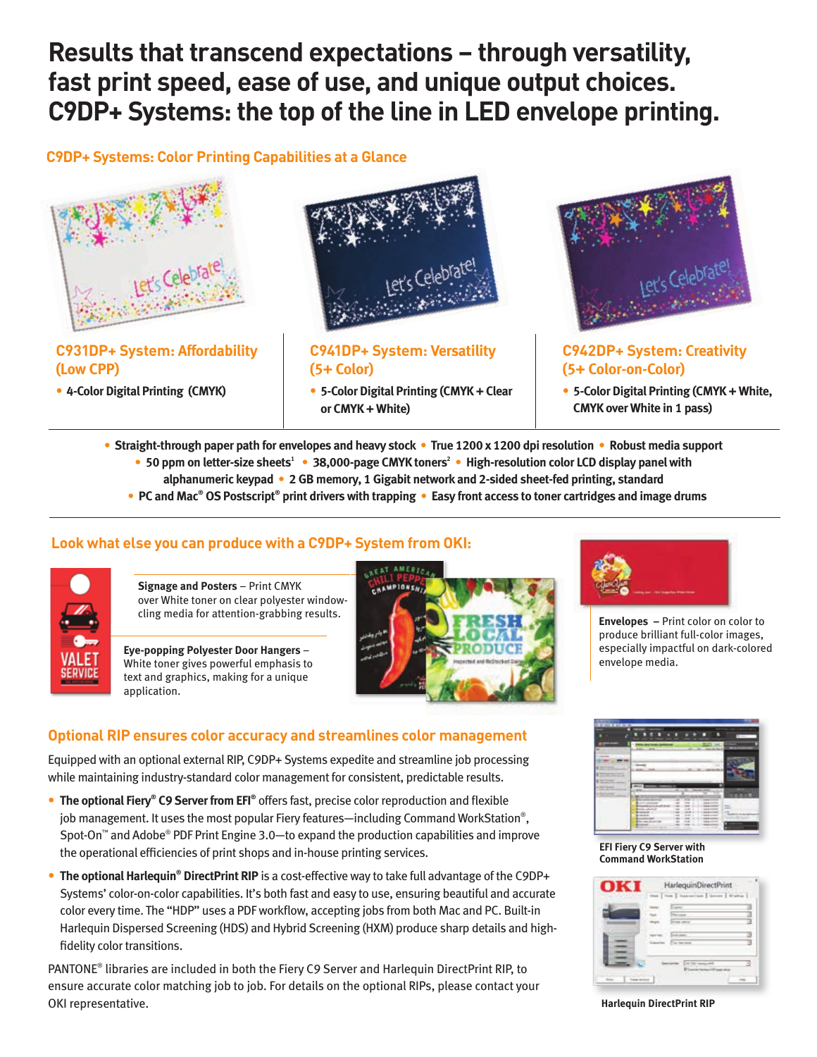# Results that transcend expectations – through versatility, fast print speed, ease of use, and unique output choices. C9DP+ Systems: the top of the line in LED envelope printing.

## C9DP+ Systems: Color Printing Capabilities at a Glance

### C931DP+ System: Affordability (Low CPP)

- **4-Color Digital Printing (CMYK)**

### C941DP+ System: Versatility (5+ Color)

- **5-Color Digital Printing (CMYK + Clear or CMYK + White)**

### C942DP+ System: Creativity (5+ Color-on-Color)

- **5-Color Digital Printing (CMYK + White, CMYK over White in 1 pass)**

- **Straight-through paper path for envelopes and heavy stock**
- **True 1200 x 1200 dpi resolution**
- **Robust media support**
- **50 ppm on letter-size sheets[1]**
- **38,000-page CMYK toners[2]**
- **High-resolution color LCD display panel with alphanumeric keypad**
- **2 GB memory, 1 Gigabit network and 2-sided sheet-fed printing, standard**
- **PC and Mac® OS Postscript® print drivers with trapping**
- **Easy front access to toner cartridges and image drums**

## Look what else you can produce with a C9DP+ System from OKI:

**Signage and Posters** – Print CMYK over White toner on clear polyester window-cling media for attention-grabbing results.

**Eye-popping Polyester Door Hangers** – White toner gives powerful emphasis to text and graphics, making for a unique application.

**Envelopes** – Print color on color to produce brilliant full-color images, especially impactful on dark-colored envelope media.

## Optional RIP ensures color accuracy and streamlines color management

Equipped with an optional external RIP, C9DP+ Systems expedite and streamline job processing while maintaining industry-standard color management for consistent, predictable results.

- **The optional Fiery® C9 Server from EFI®** offers fast, precise color reproduction and flexible job management. It uses the most popular Fiery features—including Command WorkStation®, Spot-On™ and Adobe® PDF Print Engine 3.0—to expand the production capabilities and improve the operational efficiencies of print shops and in-house printing services.
- **The optional Harlequin® DirectPrint RIP** is a cost-effective way to take full advantage of the C9DP+ Systems' color-on-color capabilities. It's both fast and easy to use, ensuring beautiful and accurate color every time. The "HDP" uses a PDF workflow, accepting jobs from both Mac and PC. Built-in Harlequin Dispersed Screening (HDS) and Hybrid Screening (HXM) produce sharp details and high-fidelity color transitions.

PANTONE® libraries are included in both the Fiery C9 Server and Harlequin DirectPrint RIP, to ensure accurate color matching job to job. For details on the optional RIPs, please contact your OKI representative.

**EFI Fiery C9 Server with Command WorkStation**

**Harlequin DirectPrint RIP**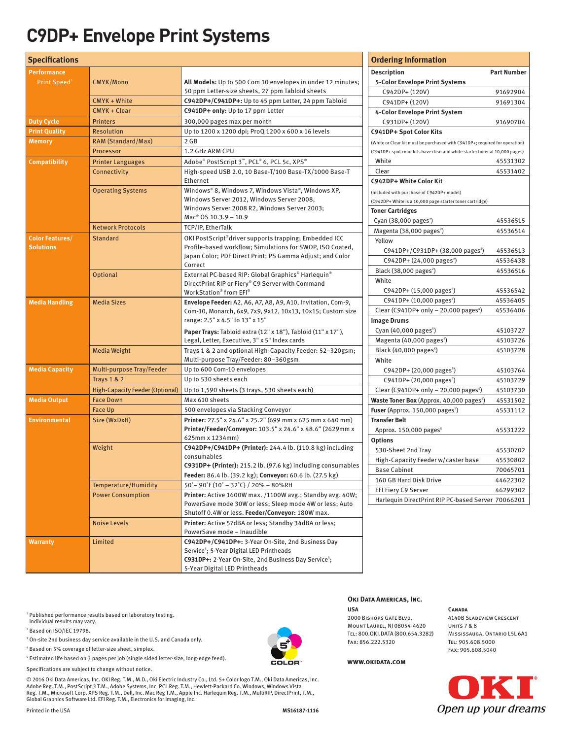# C9DP+ Envelope Print Systems

## Specifications

| Specifications | | |
|---|---|---|
| **Performance** Print Speed[1] | CMYK/Mono | **All Models:** Up to 500 Com 10 envelopes in under 12 minutes; 50 ppm Letter-size sheets, 27 ppm Tabloid sheets |
| | CMYK + White | **C942DP+/C941DP+:** Up to 45 ppm Letter, 24 ppm Tabloid |
| | CMYK + Clear | **C941DP+ only:** Up to 17 ppm Letter |
| **Duty Cycle** | Printers | 300,000 pages max per month |
| **Print Quality** | Resolution | Up to 1200 x 1200 dpi; ProQ 1200 x 600 x 16 levels |
| **Memory** | RAM (Standard/Max) | 2 GB |
| | Processor | 1.2 GHz ARM CPU |
| **Compatibility** | Printer Languages | Adobe® PostScript 3™, PCL® 6, PCL 5c, XPS® |
| | Connectivity | High-speed USB 2.0, 10 Base-T/100 Base-TX/1000 Base-T Ethernet |
| | Operating Systems | Windows® 8, Windows 7, Windows Vista®, Windows XP, Windows Server 2012, Windows Server 2008, Windows Server 2008 R2, Windows Server 2003; Mac® OS 10.3.9 – 10.9 |
| | Network Protocols | TCP/IP, EtherTalk |
| **Color Features/ Solutions** | Standard | OKI PostScript® driver supports trapping; Embedded ICC Profile-based workflow; Simulations for SWOP, ISO Coated, Japan Color; PDF Direct Print; PS Gamma Adjust; and Color Correct |
| | Optional | External PC-based RIP: Global Graphics® Harlequin® DirectPrint RIP or Fiery® C9 Server with Command WorkStation® from EFI® |
| **Media Handling** | Media Sizes | **Envelope Feeder:** A2, A6, A7, A8, A9, A10, Invitation, Com-9, Com-10, Monarch, 6x9, 7x9, 9x12, 10x13, 10x15; Custom size range: 2.5" x 4.5" to 13" x 15"<br>**Paper Trays:** Tabloid extra (12" x 18"), Tabloid (11" x 17"), Legal, Letter, Executive, 3" x 5" Index cards |
| | Media Weight | Trays 1 & 2 and optional High-Capacity Feeder: 52–320gsm; Multi-purpose Tray/Feeder: 80–360gsm |
| **Media Capacity** | Multi-purpose Tray/Feeder | Up to 600 Com-10 envelopes |
| | Trays 1 & 2 | Up to 530 sheets each |
| | High-Capacity Feeder (Optional) | Up to 1,590 sheets (3 trays, 530 sheets each) |
| **Media Output** | Face Down | Max 610 sheets |
| | Face Up | 500 envelopes via Stacking Conveyor |
| **Environmental** | Size (WxDxH) | **Printer:** 27.5" x 24.6" x 25.2" (699 mm x 625 mm x 640 mm)<br>**Printer/Feeder/Conveyor:** 103.5" x 24.6" x 48.6" (2629mm x 625mm x 1234mm) |
| | Weight | **C942DP+/C941DP+ (Printer):** 244.4 lb. (110.8 kg) including consumables<br>**C931DP+ (Printer):** 215.2 lb. (97.6 kg) including consumables<br>**Feeder:** 86.4 lb. (39.2 kg); **Conveyor:** 60.6 lb. (27.5 kg) |
| | Temperature/Humidity | 50˚– 90˚F (10˚ – 32˚C) / 20% – 80%RH |
| | Power Consumption | **Printer:** Active 1600W max. /1100W avg.; Standby avg. 40W; PowerSave mode 30W or less; Sleep mode 4W or less; Auto Shutoff 0.4W or less. **Feeder/Conveyor:** 180W max. |
| | Noise Levels | **Printer:** Active 57dBA or less; Standby 34dBA or less; PowerSave mode – Inaudible |
| **Warranty** | Limited | **C942DP+/C941DP+:** 3-Year On-Site, 2nd Business Day Service[3]; 5-Year Digital LED Printheads<br>**C931DP+:** 2-Year On-Site, 2nd Business Day Service[3]; 5-Year Digital LED Printheads |

## Ordering Information

| Description | Part Number |
|---|---|
| **5-Color Envelope Print Systems** | |
| C942DP+ (120V) | 91692904 |
| C941DP+ (120V) | 91691304 |
| **4-Color Envelope Print System** | |
| C931DP+ (120V) | 91690704 |
| **C941DP+ Spot Color Kits** (White or Clear kit must be purchased with C941DP+; required for operation) (C941DP+ spot color kits have clear and white starter toner at 10,000 pages) | |
| White | 45531302 |
| Clear | 45531402 |
| **C942DP+ White Color Kit** (Included with purchase of C942DP+ model) (C942DP+ White is a 10,000 page starter toner cartridge) | |
| **Toner Cartridges** | |
| Cyan (38,000 pages[2]) | 45536515 |
| Magenta (38,000 pages[2]) | 45536514 |
| Yellow | |
| C941DP+/C931DP+ (38,000 pages[2]) | 45536513 |
| C942DP+ (24,000 pages[2]) | 45536438 |
| Black (38,000 pages[2]) | 45536516 |
| White | |
| C942DP+ (15,000 pages[4]) | 45536542 |
| C941DP+ (10,000 pages[4]) | 45536405 |
| Clear (C941DP+ only – 20,000 pages[4]) | 45536406 |
| **Image Drums** | |
| Cyan (40,000 pages[5]) | 45103727 |
| Magenta (40,000 pages[5]) | 45103726 |
| Black (40,000 pages[5]) | 45103728 |
| White | |
| C942DP+ (20,000 pages[5]) | 45103764 |
| C941DP+ (20,000 pages[5]) | 45103729 |
| Clear (C941DP+ only – 20,000 pages[5]) | 45103730 |
| **Waste Toner Box** (Approx. 40,000 pages[5]) | 45531502 |
| **Fuser** (Approx. 150,000 pages[5]) | 45531112 |
| **Transfer Belt** | |
| Approx. 150,000 pages[5] | 45531222 |
| **Options** | |
| 530-Sheet 2nd Tray | 45530702 |
| High-Capacity Feeder w/ caster base | 45530802 |
| Base Cabinet | 70065701 |
| 160 GB Hard Disk Drive | 44622302 |
| EFI Fiery C9 Server | 46299302 |
| Harlequin DirectPrint RIP PC-based Server | 70066201 |

[1] Published performance results based on laboratory testing. Individual results may vary.

[2] Based on ISO/IEC 19798.

[3] On-site 2nd business day service available in the U.S. and Canada only.

[4] Based on 5% coverage of letter-size sheet, simplex.

[5] Estimated life based on 3 pages per job (single sided letter-size, long-edge feed).

Specifications are subject to change without notice.

© 2016 Oki Data Americas, Inc. OKI Reg. T.M., M.D., Oki Electric Industry Co., Ltd. 5+ Color logo T.M., Oki Data Americas, Inc. Adobe Reg. T.M., PostScript 3 T.M., Adobe Systems, Inc. PCL Reg. T.M., Hewlett-Packard Co. Windows, Windows Vista Reg. T.M., Microsoft Corp. XPS Reg. T.M., Dell, Inc. Mac Reg T.M., Apple Inc. Harlequin Reg. T.M., MultiRIP, DirectPrint, T.M., Global Graphics Software Ltd. EFI Reg. T.M., Electronics for Imaging, Inc.

Printed in the USA

MS16187-1116

**OKI DATA AMERICAS, INC.**

**USA**
2000 Bishops Gate Blvd.
Mount Laurel, NJ 08054-4620
Tel: 800.OKI.DATA (800.654.3282)
Fax: 856.222.5320

**CANADA**
4140B Sladeview Crescent
Units 7 & 8
Mississauga, Ontario L5L 6A1
Tel: 905.608.5000
Fax: 905.608.5040

**WWW.OKIDATA.COM**

OKI
*Open up your dreams*